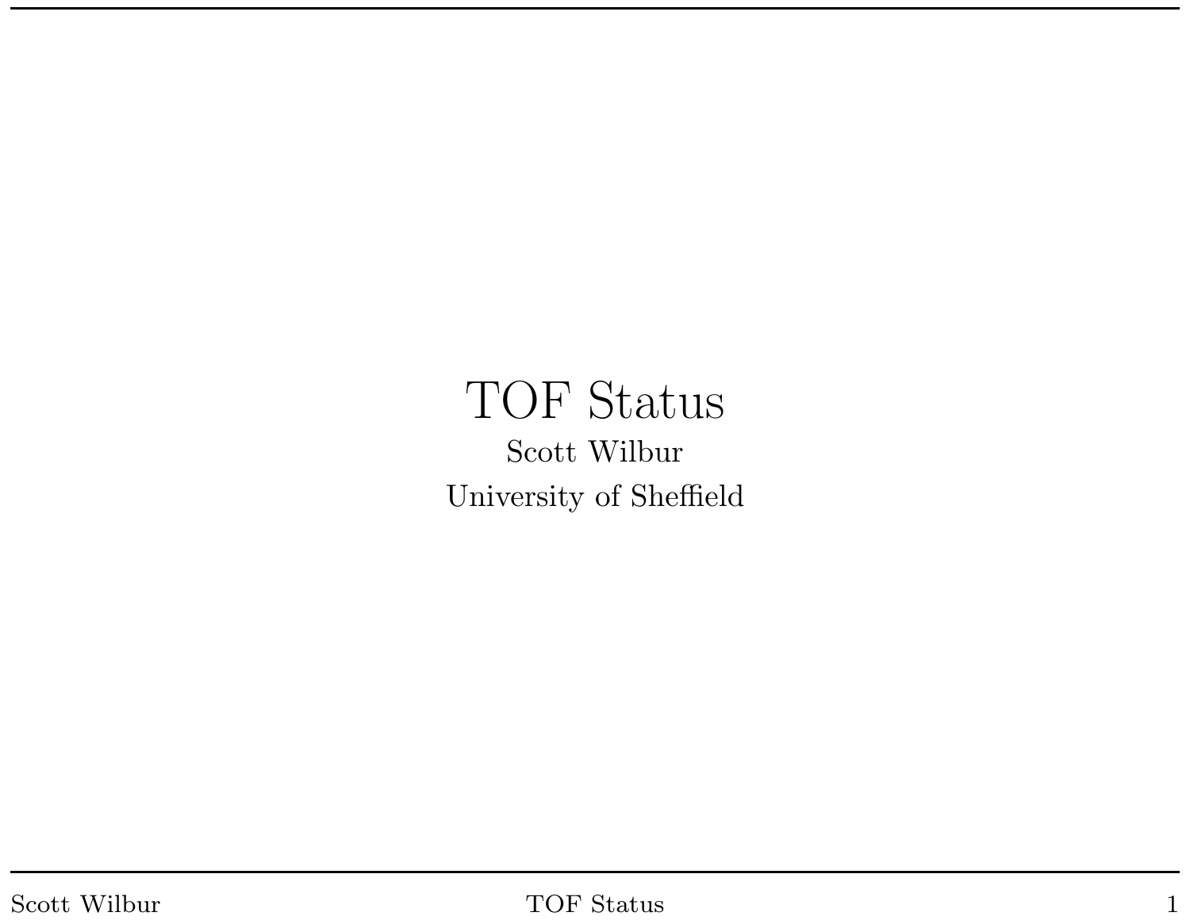# TOF Status

Scott Wilbur

University of Sheffield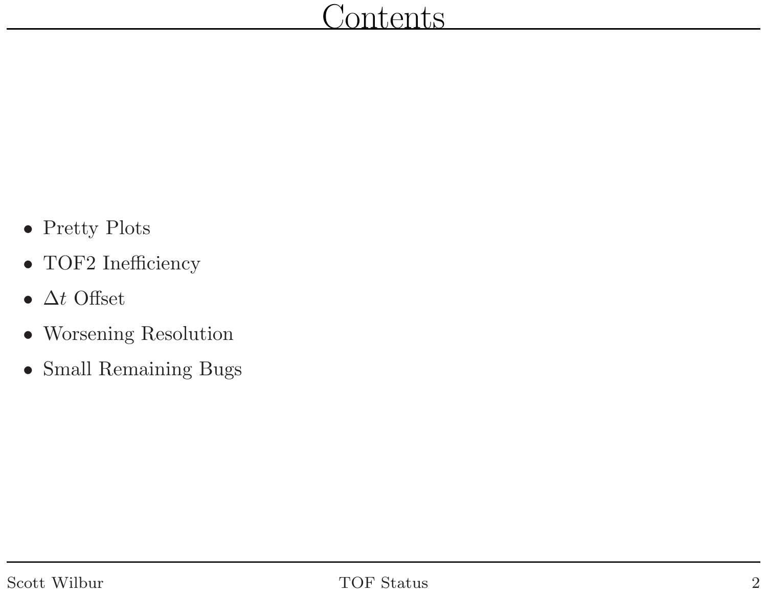# Contents

- Pretty Plots
- TOF2 Inefficiency
- $\Delta t$ Offset
- Worsening Resolution
- Small Remaining Bugs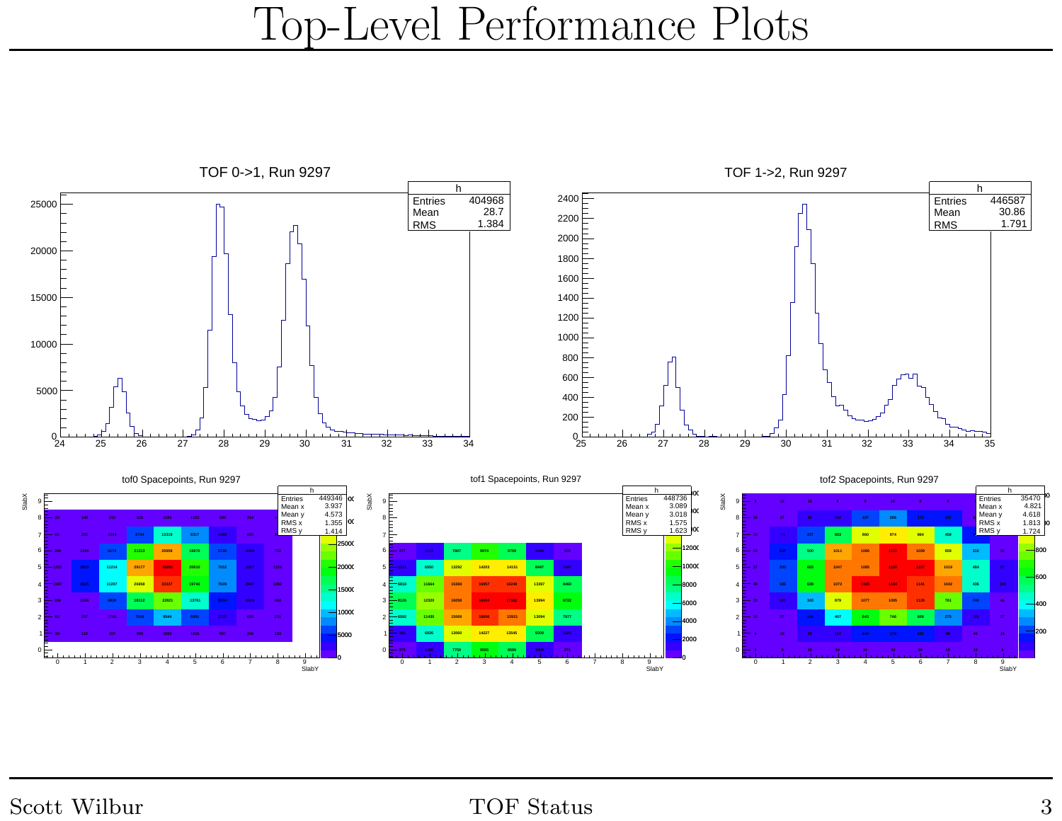# Top-Level Performance Plots

TOF 0->1, Run 9297

| h | |
|---|---|
| Entries | 404968 |
| Mean | 28.7 |
| RMS | 1.384 |

TOF 1->2, Run 9297

| h | |
|---|---|
| Entries | 446587 |
| Mean | 30.86 |
| RMS | 1.791 |

tof0 Spacepoints, Run 9297

| h | |
|---|---|
| Entries | 449346 |
| Mean x | 3.937 |
| Mean y | 4.573 |
| RMS x | 1.355 |
| RMS y | 1.414 |

tof1 Spacepoints, Run 9297

| h | |
|---|---|
| Entries | 448736 |
| Mean x | 3.089 |
| Mean y | 3.018 |
| RMS x | 1.575 |
| RMS y | 1.623 |

tof2 Spacepoints, Run 9297

| h | |
|---|---|
| Entries | 35470 |
| Mean x | 4.821 |
| Mean y | 4.618 |
| RMS x | 1.813 |
| RMS y | 1.724 |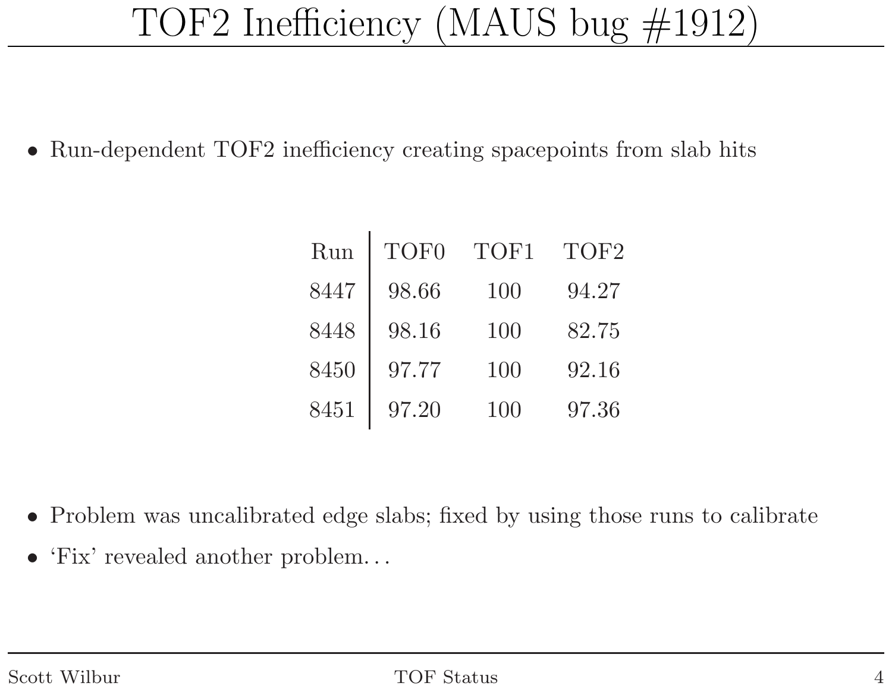# TOF2 Inefficiency (MAUS bug #1912)

- Run-dependent TOF2 inefficiency creating spacepoints from slab hits

| Run | TOF0 | TOF1 | TOF2 |
|---|---|---|---|
| 8447 | 98.66 | 100 | 94.27 |
| 8448 | 98.16 | 100 | 82.75 |
| 8450 | 97.77 | 100 | 92.16 |
| 8451 | 97.20 | 100 | 97.36 |

- Problem was uncalibrated edge slabs; fixed by using those runs to calibrate
- 'Fix' revealed another problem. . .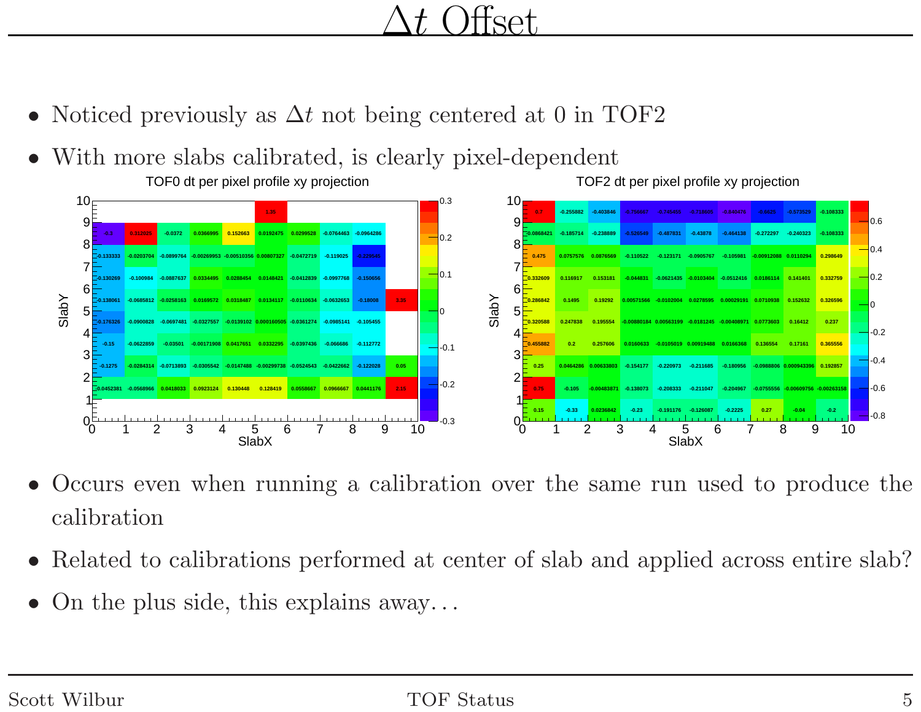# $\Delta t$ Offset

- Noticed previously as $\Delta t$ not being centered at 0 in TOF2
- With more slabs calibrated, is clearly pixel-dependent

TOF0 dt per pixel profile xy projection

TOF2 dt per pixel profile xy projection

- Occurs even when running a calibration over the same run used to produce the calibration
- Related to calibrations performed at center of slab and applied across entire slab?
- On the plus side, this explains away. . .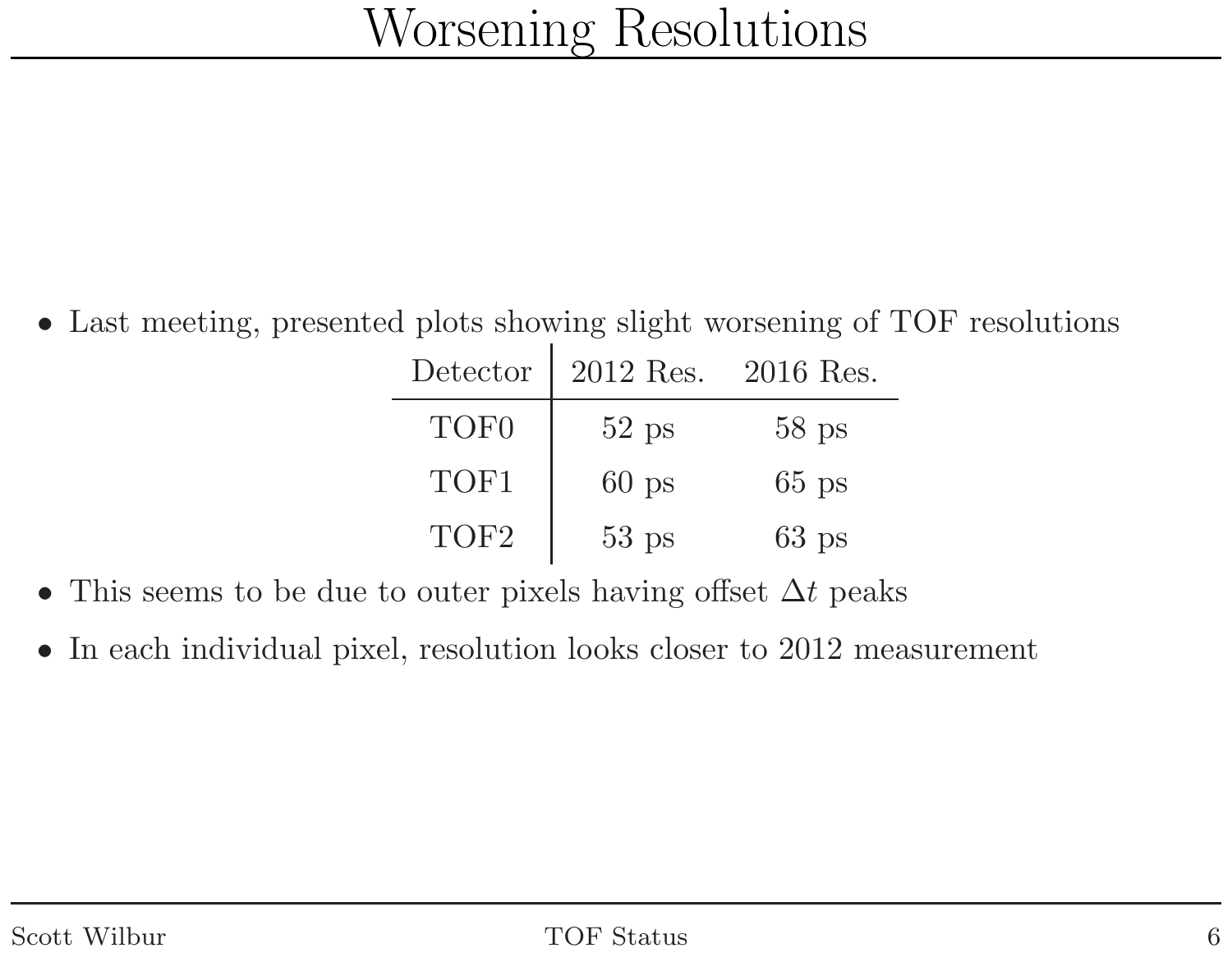# Worsening Resolutions

- Last meeting, presented plots showing slight worsening of TOF resolutions

| Detector | 2012 Res. | 2016 Res. |
|---|---|---|
| TOF0 | 52 ps | 58 ps |
| TOF1 | 60 ps | 65 ps |
| TOF2 | 53 ps | 63 ps |

- This seems to be due to outer pixels having offset $\Delta t$ peaks
- In each individual pixel, resolution looks closer to 2012 measurement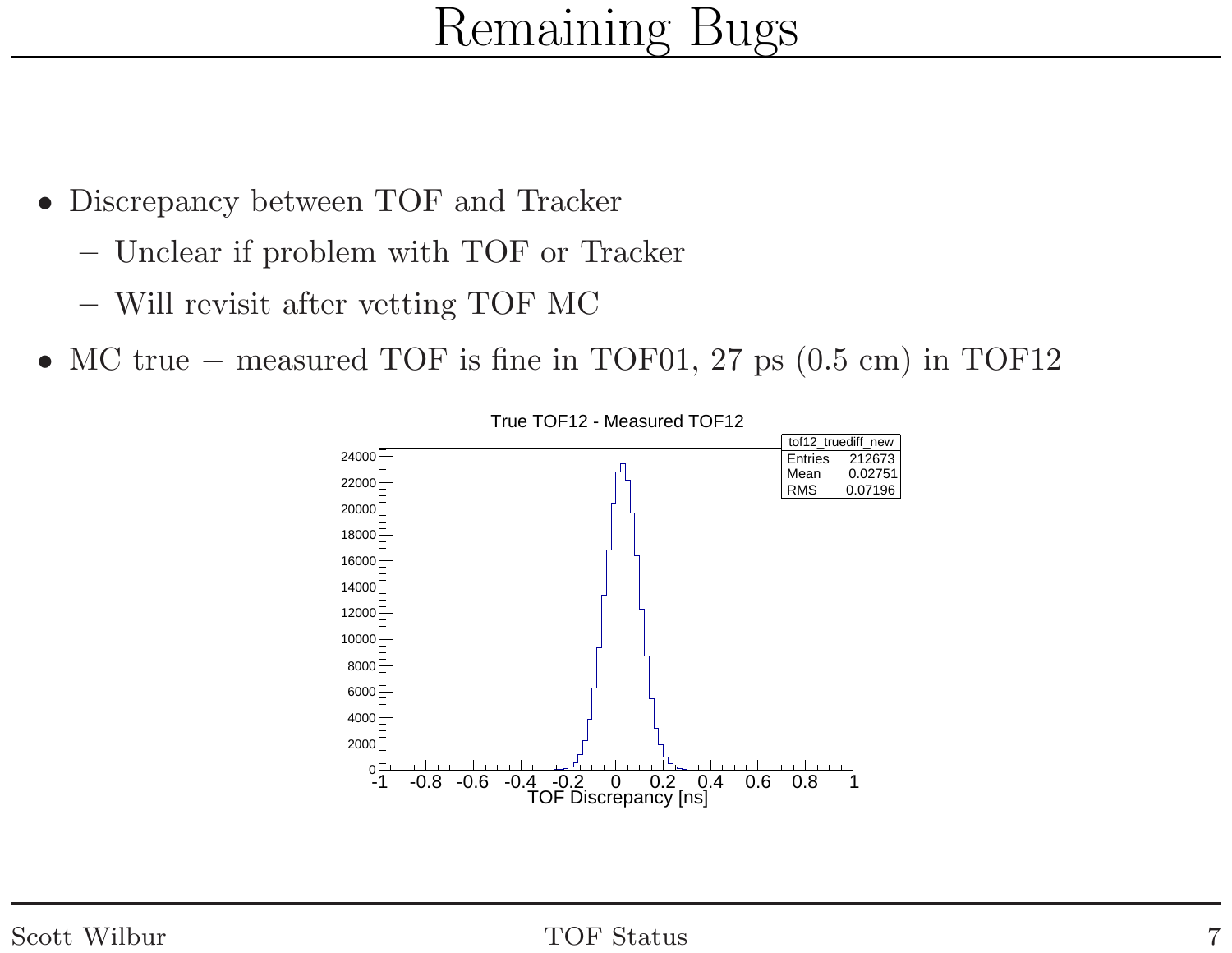# Remaining Bugs

- Discrepancy between TOF and Tracker
  - Unclear if problem with TOF or Tracker
  - Will revisit after vetting TOF MC
- MC true − measured TOF is fine in TOF01, 27 ps (0.5 cm) in TOF12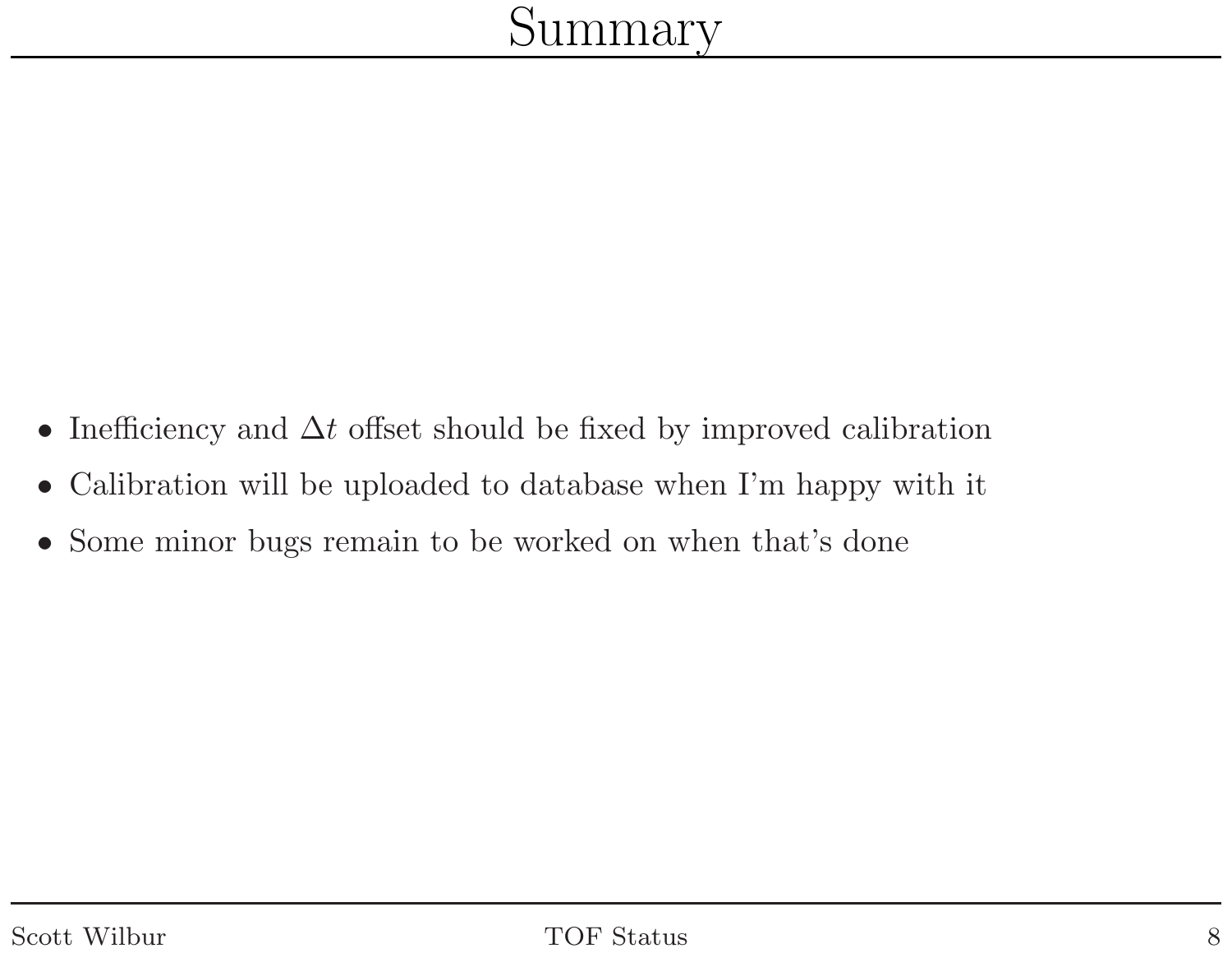# Summary

- Inefficiency and $\Delta t$ offset should be fixed by improved calibration
- Calibration will be uploaded to database when I'm happy with it
- Some minor bugs remain to be worked on when that's done